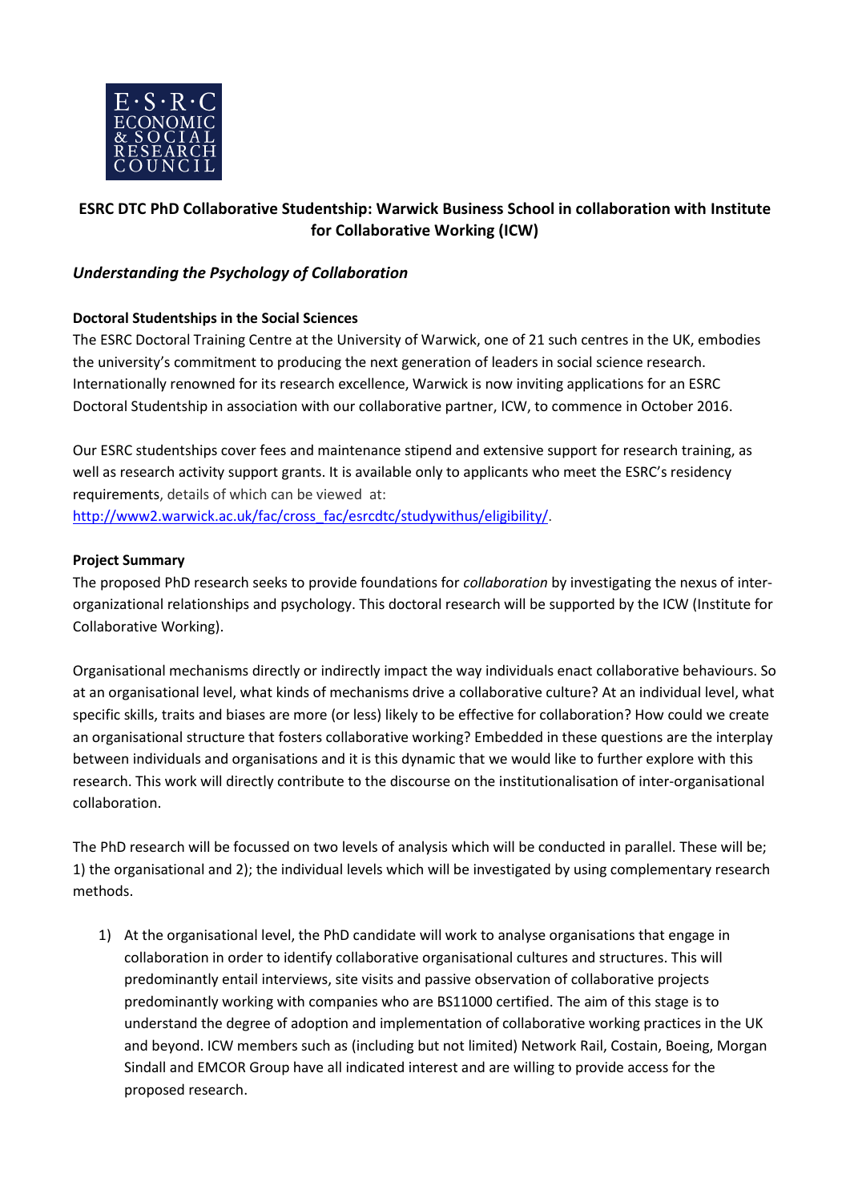E·S·R·C
ECONOMIC
& SOCIAL
RESEARCH
COUNCIL

## ESRC DTC PhD Collaborative Studentship: Warwick Business School in collaboration with Institute for Collaborative Working (ICW)

### *Understanding the Psychology of Collaboration*

**Doctoral Studentships in the Social Sciences**

The ESRC Doctoral Training Centre at the University of Warwick, one of 21 such centres in the UK, embodies the university's commitment to producing the next generation of leaders in social science research. Internationally renowned for its research excellence, Warwick is now inviting applications for an ESRC Doctoral Studentship in association with our collaborative partner, ICW, to commence in October 2016.

Our ESRC studentships cover fees and maintenance stipend and extensive support for research training, as well as research activity support grants. It is available only to applicants who meet the ESRC's residency requirements, details of which can be viewed at: http://www2.warwick.ac.uk/fac/cross_fac/esrcdtc/studywithus/eligibility/.

**Project Summary**

The proposed PhD research seeks to provide foundations for *collaboration* by investigating the nexus of inter-organizational relationships and psychology. This doctoral research will be supported by the ICW (Institute for Collaborative Working).

Organisational mechanisms directly or indirectly impact the way individuals enact collaborative behaviours. So at an organisational level, what kinds of mechanisms drive a collaborative culture? At an individual level, what specific skills, traits and biases are more (or less) likely to be effective for collaboration? How could we create an organisational structure that fosters collaborative working? Embedded in these questions are the interplay between individuals and organisations and it is this dynamic that we would like to further explore with this research. This work will directly contribute to the discourse on the institutionalisation of inter-organisational collaboration.

The PhD research will be focussed on two levels of analysis which will be conducted in parallel. These will be; 1) the organisational and 2); the individual levels which will be investigated by using complementary research methods.

1) At the organisational level, the PhD candidate will work to analyse organisations that engage in collaboration in order to identify collaborative organisational cultures and structures. This will predominantly entail interviews, site visits and passive observation of collaborative projects predominantly working with companies who are BS11000 certified. The aim of this stage is to understand the degree of adoption and implementation of collaborative working practices in the UK and beyond. ICW members such as (including but not limited) Network Rail, Costain, Boeing, Morgan Sindall and EMCOR Group have all indicated interest and are willing to provide access for the proposed research.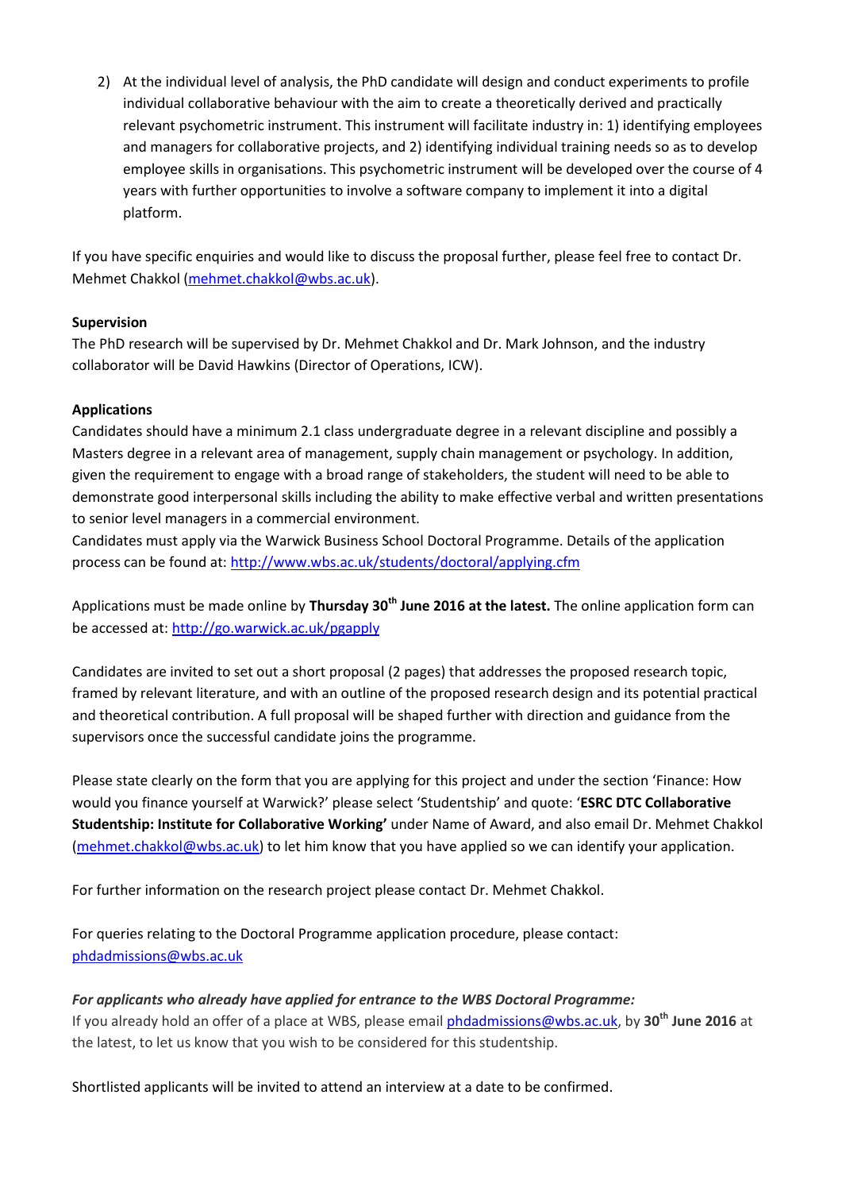2) At the individual level of analysis, the PhD candidate will design and conduct experiments to profile individual collaborative behaviour with the aim to create a theoretically derived and practically relevant psychometric instrument. This instrument will facilitate industry in: 1) identifying employees and managers for collaborative projects, and 2) identifying individual training needs so as to develop employee skills in organisations. This psychometric instrument will be developed over the course of 4 years with further opportunities to involve a software company to implement it into a digital platform.

If you have specific enquiries and would like to discuss the proposal further, please feel free to contact Dr. Mehmet Chakkol (mehmet.chakkol@wbs.ac.uk).

**Supervision**

The PhD research will be supervised by Dr. Mehmet Chakkol and Dr. Mark Johnson, and the industry collaborator will be David Hawkins (Director of Operations, ICW).

**Applications**

Candidates should have a minimum 2.1 class undergraduate degree in a relevant discipline and possibly a Masters degree in a relevant area of management, supply chain management or psychology. In addition, given the requirement to engage with a broad range of stakeholders, the student will need to be able to demonstrate good interpersonal skills including the ability to make effective verbal and written presentations to senior level managers in a commercial environment.

Candidates must apply via the Warwick Business School Doctoral Programme. Details of the application process can be found at: http://www.wbs.ac.uk/students/doctoral/applying.cfm

Applications must be made online by **Thursday 30th June 2016 at the latest.** The online application form can be accessed at: http://go.warwick.ac.uk/pgapply

Candidates are invited to set out a short proposal (2 pages) that addresses the proposed research topic, framed by relevant literature, and with an outline of the proposed research design and its potential practical and theoretical contribution. A full proposal will be shaped further with direction and guidance from the supervisors once the successful candidate joins the programme.

Please state clearly on the form that you are applying for this project and under the section 'Finance: How would you finance yourself at Warwick?' please select 'Studentship' and quote: '**ESRC DTC Collaborative Studentship: Institute for Collaborative Working'** under Name of Award, and also email Dr. Mehmet Chakkol (mehmet.chakkol@wbs.ac.uk) to let him know that you have applied so we can identify your application.

For further information on the research project please contact Dr. Mehmet Chakkol.

For queries relating to the Doctoral Programme application procedure, please contact: phdadmissions@wbs.ac.uk

***For applicants who already have applied for entrance to the WBS Doctoral Programme:***

If you already hold an offer of a place at WBS, please email phdadmissions@wbs.ac.uk, by **30th June 2016** at the latest, to let us know that you wish to be considered for this studentship.

Shortlisted applicants will be invited to attend an interview at a date to be confirmed.